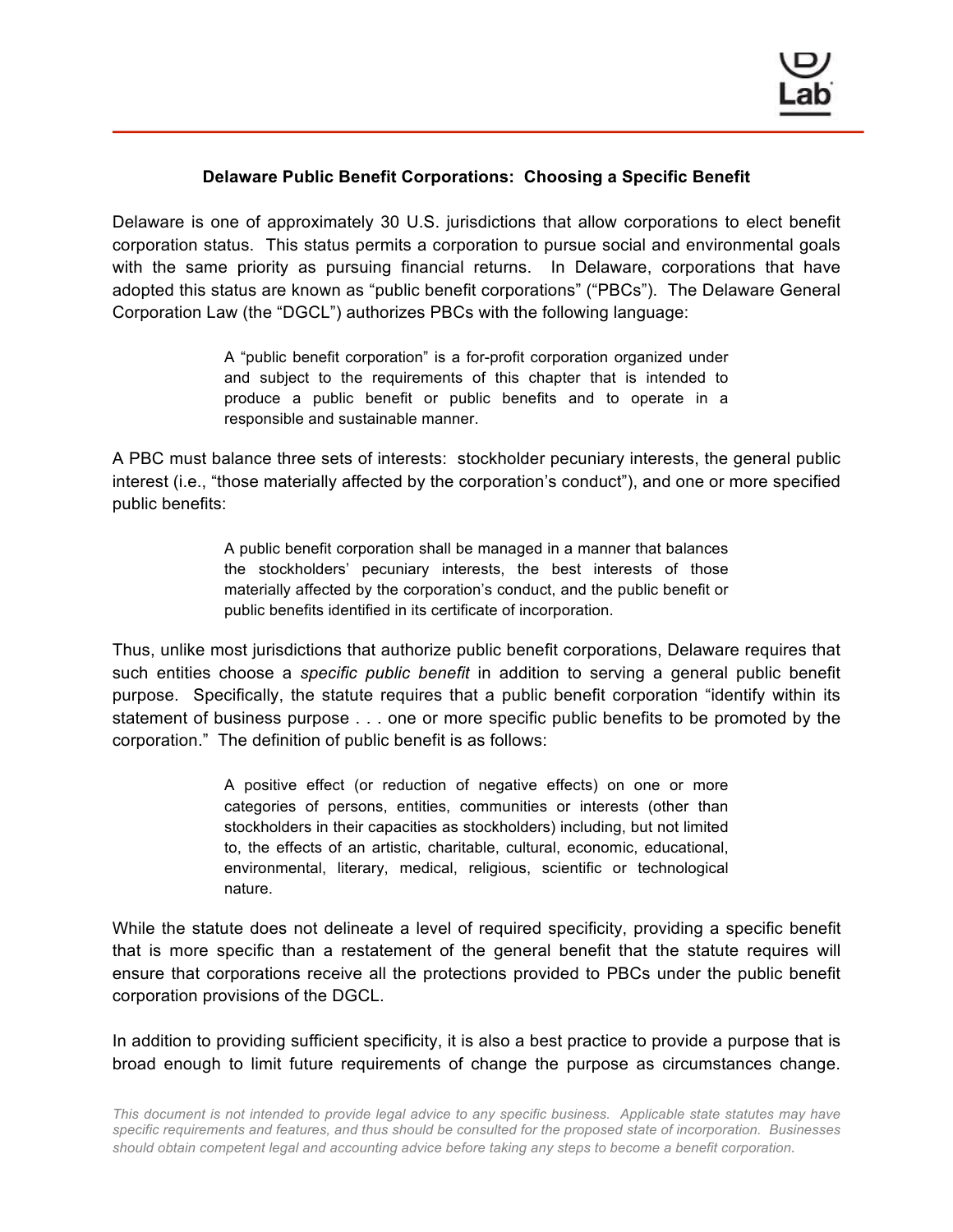## Delaware Public Benefit Corporations: Choosing a Specific Benefit

Delaware is one of approximately 30 U.S. jurisdictions that allow corporations to elect benefit corporation status. This status permits a corporation to pursue social and environmental goals with the same priority as pursuing financial returns. In Delaware, corporations that have adopted this status are known as "public benefit corporations" ("PBCs"). The Delaware General Corporation Law (the "DGCL") authorizes PBCs with the following language:

> A "public benefit corporation" is a for-profit corporation organized under and subject to the requirements of this chapter that is intended to produce a public benefit or public benefits and to operate in a responsible and sustainable manner.

A PBC must balance three sets of interests: stockholder pecuniary interests, the general public interest (i.e., "those materially affected by the corporation's conduct"), and one or more specified public benefits:

> A public benefit corporation shall be managed in a manner that balances the stockholders' pecuniary interests, the best interests of those materially affected by the corporation's conduct, and the public benefit or public benefits identified in its certificate of incorporation.

Thus, unlike most jurisdictions that authorize public benefit corporations, Delaware requires that such entities choose a *specific public benefit* in addition to serving a general public benefit purpose. Specifically, the statute requires that a public benefit corporation "identify within its statement of business purpose . . . one or more specific public benefits to be promoted by the corporation." The definition of public benefit is as follows:

> A positive effect (or reduction of negative effects) on one or more categories of persons, entities, communities or interests (other than stockholders in their capacities as stockholders) including, but not limited to, the effects of an artistic, charitable, cultural, economic, educational, environmental, literary, medical, religious, scientific or technological nature.

While the statute does not delineate a level of required specificity, providing a specific benefit that is more specific than a restatement of the general benefit that the statute requires will ensure that corporations receive all the protections provided to PBCs under the public benefit corporation provisions of the DGCL.

In addition to providing sufficient specificity, it is also a best practice to provide a purpose that is broad enough to limit future requirements of change the purpose as circumstances change.

*This document is not intended to provide legal advice to any specific business. Applicable state statutes may have specific requirements and features, and thus should be consulted for the proposed state of incorporation. Businesses should obtain competent legal and accounting advice before taking any steps to become a benefit corporation.*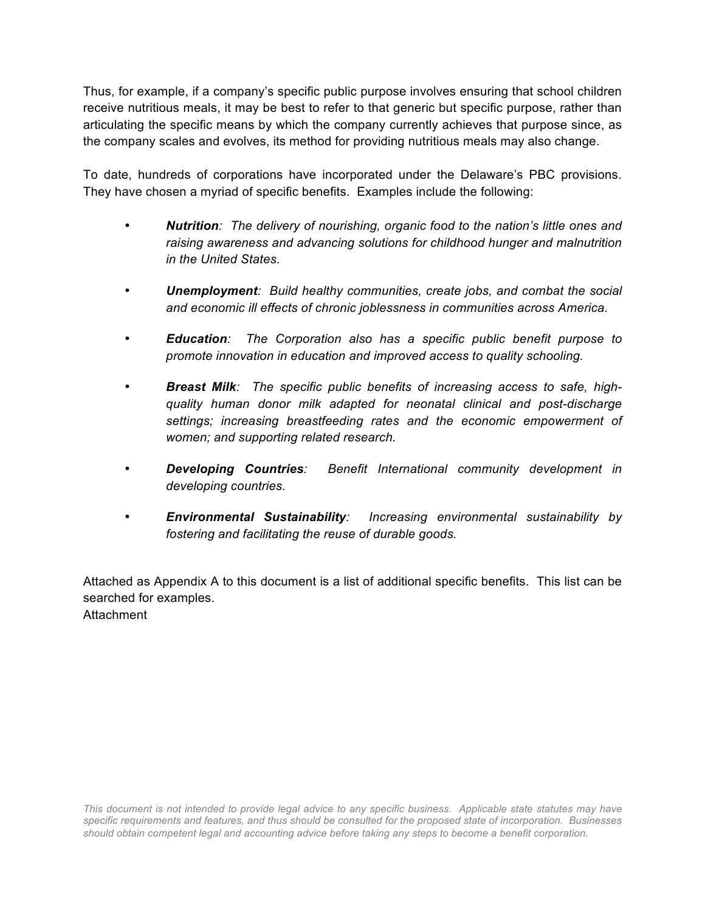Thus, for example, if a company's specific public purpose involves ensuring that school children receive nutritious meals, it may be best to refer to that generic but specific purpose, rather than articulating the specific means by which the company currently achieves that purpose since, as the company scales and evolves, its method for providing nutritious meals may also change.

To date, hundreds of corporations have incorporated under the Delaware's PBC provisions. They have chosen a myriad of specific benefits. Examples include the following:

- ***Nutrition**: The delivery of nourishing, organic food to the nation's little ones and raising awareness and advancing solutions for childhood hunger and malnutrition in the United States.*
- ***Unemployment**: Build healthy communities, create jobs, and combat the social and economic ill effects of chronic joblessness in communities across America.*
- ***Education**: The Corporation also has a specific public benefit purpose to promote innovation in education and improved access to quality schooling.*
- ***Breast Milk**: The specific public benefits of increasing access to safe, high-quality human donor milk adapted for neonatal clinical and post-discharge settings; increasing breastfeeding rates and the economic empowerment of women; and supporting related research.*
- ***Developing Countries**: Benefit International community development in developing countries.*
- ***Environmental Sustainability**: Increasing environmental sustainability by fostering and facilitating the reuse of durable goods.*

Attached as Appendix A to this document is a list of additional specific benefits. This list can be searched for examples.
Attachment

*This document is not intended to provide legal advice to any specific business. Applicable state statutes may have specific requirements and features, and thus should be consulted for the proposed state of incorporation. Businesses should obtain competent legal and accounting advice before taking any steps to become a benefit corporation.*